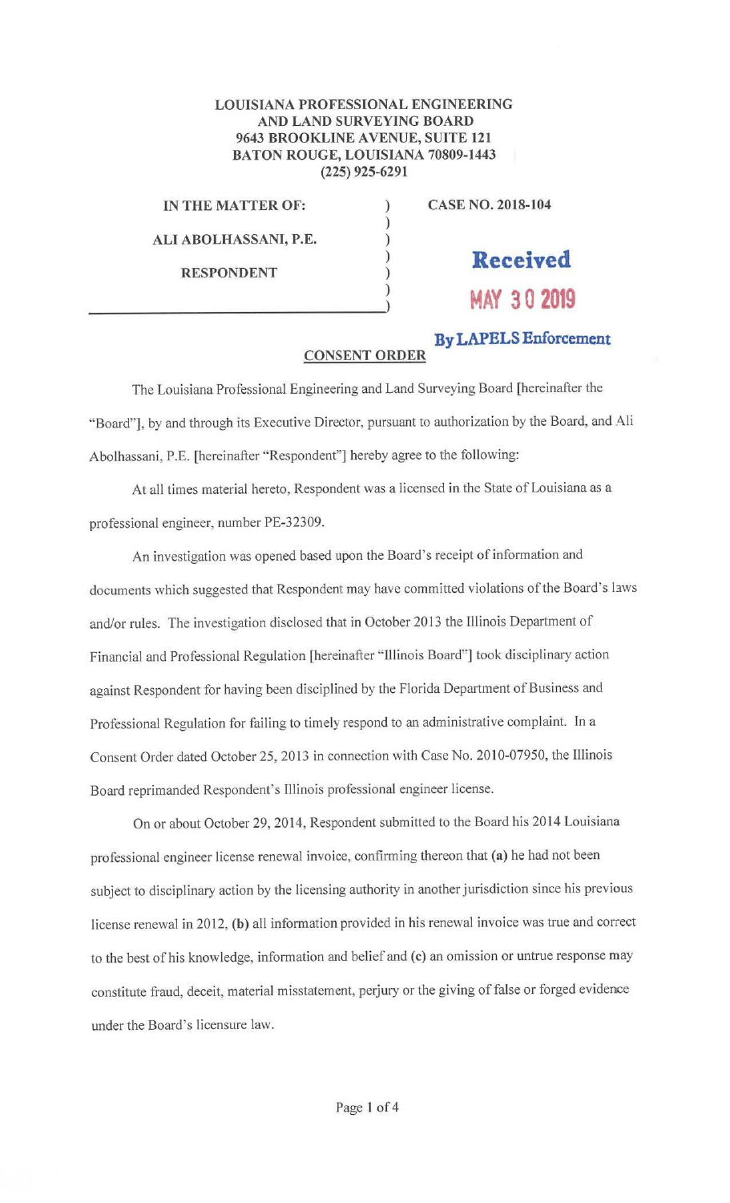**LOUISIANA PROFESSIONAL ENGINEERING AND LAND SURVEYING BOARD**
**9643 BROOKLINE AVENUE, SUITE 121**
**BATON ROUGE, LOUISIANA 70809-1443**
**(225) 925-6291**

**IN THE MATTER OF:** ) **CASE NO. 2018-104**

**ALI ABOLHASSANI, P.E.** )

**RESPONDENT** )

**Received**
**MAY 30 2019**
**By LAPELS Enforcement**

## CONSENT ORDER

The Louisiana Professional Engineering and Land Surveying Board [hereinafter the "Board"], by and through its Executive Director, pursuant to authorization by the Board, and Ali Abolhassani, P.E. [hereinafter "Respondent"] hereby agree to the following:

At all times material hereto, Respondent was a licensed in the State of Louisiana as a professional engineer, number PE-32309.

An investigation was opened based upon the Board's receipt of information and documents which suggested that Respondent may have committed violations of the Board's laws and/or rules. The investigation disclosed that in October 2013 the Illinois Department of Financial and Professional Regulation [hereinafter "Illinois Board"] took disciplinary action against Respondent for having been disciplined by the Florida Department of Business and Professional Regulation for failing to timely respond to an administrative complaint. In a Consent Order dated October 25, 2013 in connection with Case No. 2010-07950, the Illinois Board reprimanded Respondent's Illinois professional engineer license.

On or about October 29, 2014, Respondent submitted to the Board his 2014 Louisiana professional engineer license renewal invoice, confirming thereon that **(a)** he had not been subject to disciplinary action by the licensing authority in another jurisdiction since his previous license renewal in 2012, **(b)** all information provided in his renewal invoice was true and correct to the best of his knowledge, information and belief and **(c)** an omission or untrue response may constitute fraud, deceit, material misstatement, perjury or the giving of false or forged evidence under the Board's licensure law.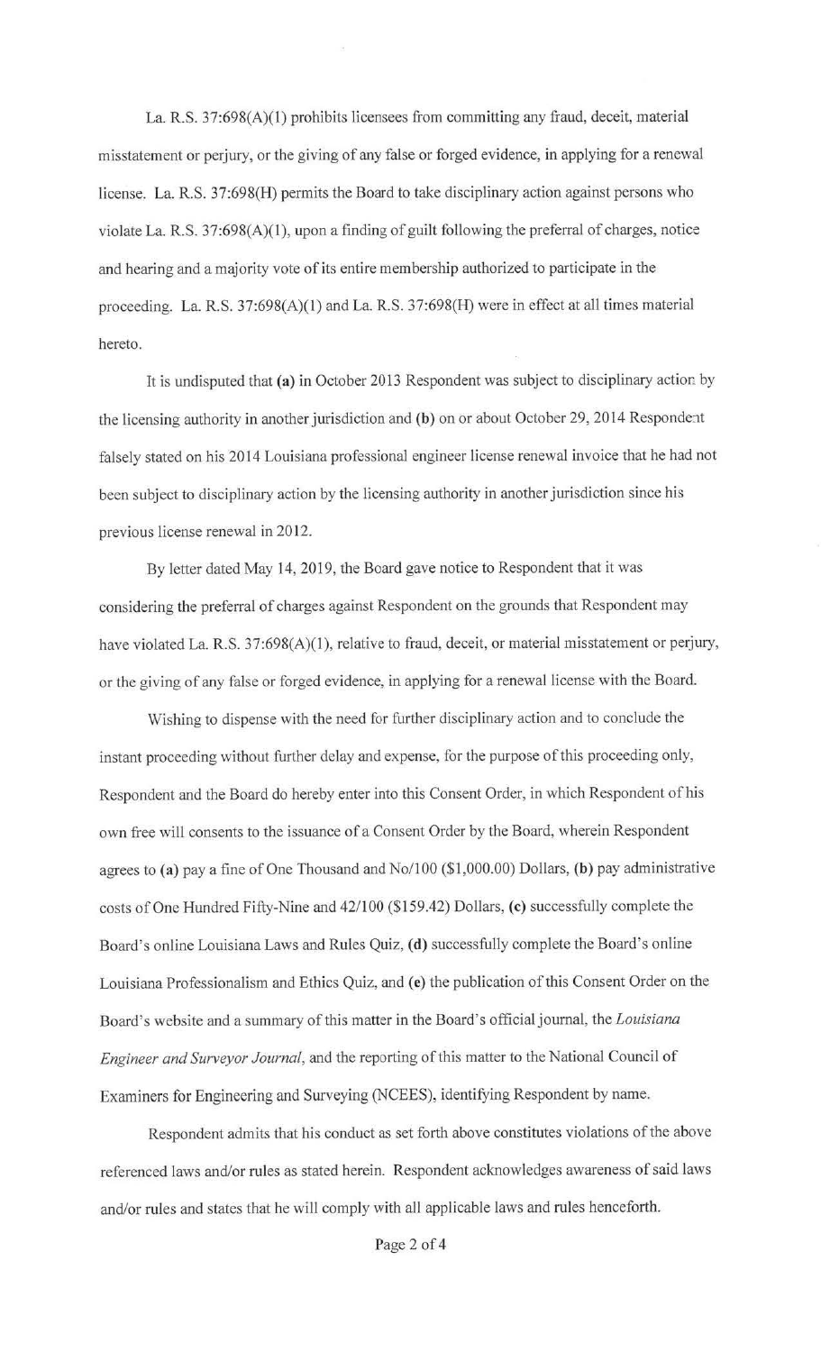La. R.S. 37:698(A)(1) prohibits licensees from committing any fraud, deceit, material misstatement or perjury, or the giving of any false or forged evidence, in applying for a renewal license. La. R.S. 37:698(H) permits the Board to take disciplinary action against persons who violate La. R.S. 37:698(A)(1), upon a finding of guilt following the preferral of charges, notice and hearing and a majority vote of its entire membership authorized to participate in the proceeding. La. R.S. 37:698(A)(1) and La. R.S. 37:698(H) were in effect at all times material hereto.

It is undisputed that **(a)** in October 2013 Respondent was subject to disciplinary action by the licensing authority in another jurisdiction and **(b)** on or about October 29, 2014 Respondent falsely stated on his 2014 Louisiana professional engineer license renewal invoice that he had not been subject to disciplinary action by the licensing authority in another jurisdiction since his previous license renewal in 2012.

By letter dated May 14, 2019, the Board gave notice to Respondent that it was considering the preferral of charges against Respondent on the grounds that Respondent may have violated La. R.S. 37:698(A)(1), relative to fraud, deceit, or material misstatement or perjury, or the giving of any false or forged evidence, in applying for a renewal license with the Board.

Wishing to dispense with the need for further disciplinary action and to conclude the instant proceeding without further delay and expense, for the purpose of this proceeding only, Respondent and the Board do hereby enter into this Consent Order, in which Respondent of his own free will consents to the issuance of a Consent Order by the Board, wherein Respondent agrees to **(a)** pay a fine of One Thousand and No/100 ($1,000.00) Dollars, **(b)** pay administrative costs of One Hundred Fifty-Nine and 42/100 ($159.42) Dollars, **(c)** successfully complete the Board's online Louisiana Laws and Rules Quiz, **(d)** successfully complete the Board's online Louisiana Professionalism and Ethics Quiz, and **(e)** the publication of this Consent Order on the Board's website and a summary of this matter in the Board's official journal, the *Louisiana Engineer and Surveyor Journal*, and the reporting of this matter to the National Council of Examiners for Engineering and Surveying (NCEES), identifying Respondent by name.

Respondent admits that his conduct as set forth above constitutes violations of the above referenced laws and/or rules as stated herein. Respondent acknowledges awareness of said laws and/or rules and states that he will comply with all applicable laws and rules henceforth.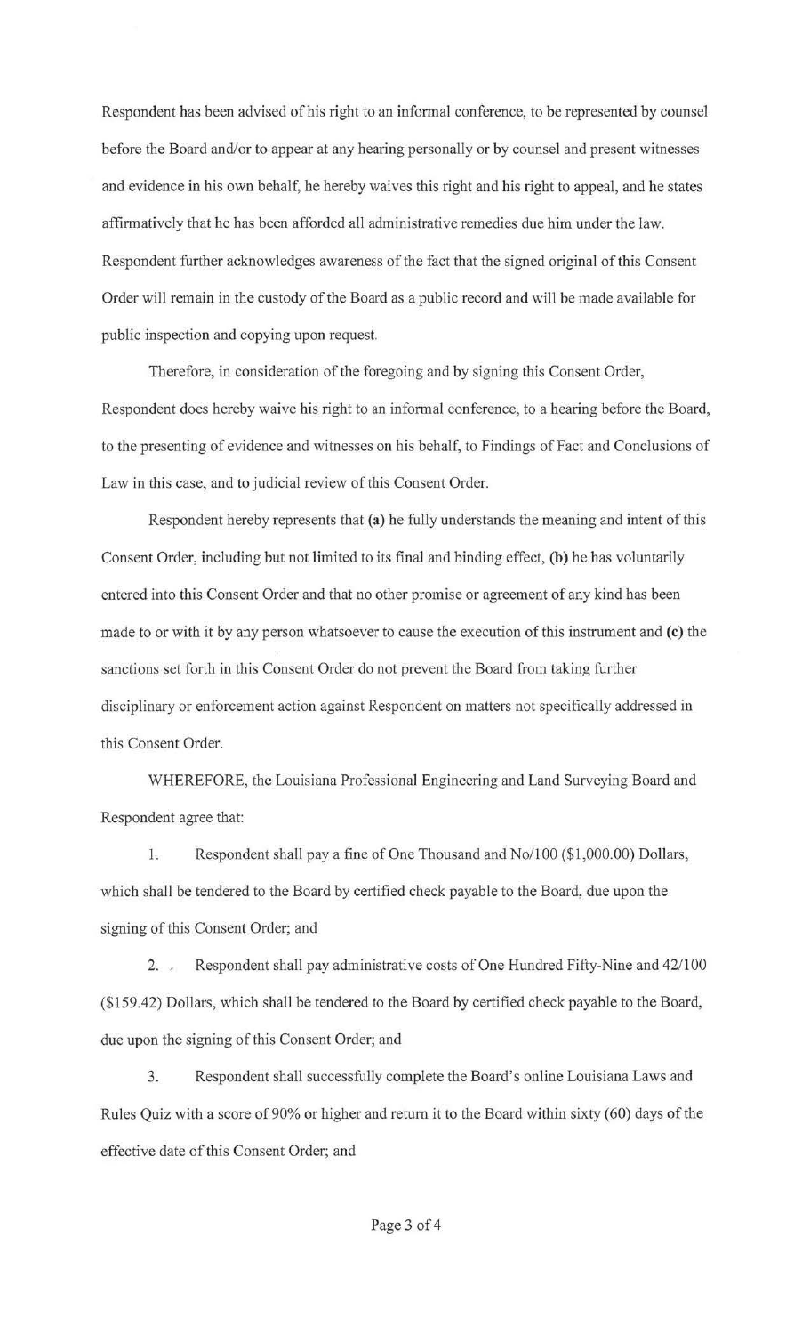Respondent has been advised of his right to an informal conference, to be represented by counsel before the Board and/or to appear at any hearing personally or by counsel and present witnesses and evidence in his own behalf, he hereby waives this right and his right to appeal, and he states affirmatively that he has been afforded all administrative remedies due him under the law. Respondent further acknowledges awareness of the fact that the signed original of this Consent Order will remain in the custody of the Board as a public record and will be made available for public inspection and copying upon request.

Therefore, in consideration of the foregoing and by signing this Consent Order, Respondent does hereby waive his right to an informal conference, to a hearing before the Board, to the presenting of evidence and witnesses on his behalf, to Findings of Fact and Conclusions of Law in this case, and to judicial review of this Consent Order.

Respondent hereby represents that **(a)** he fully understands the meaning and intent of this Consent Order, including but not limited to its final and binding effect, **(b)** he has voluntarily entered into this Consent Order and that no other promise or agreement of any kind has been made to or with it by any person whatsoever to cause the execution of this instrument and **(c)** the sanctions set forth in this Consent Order do not prevent the Board from taking further disciplinary or enforcement action against Respondent on matters not specifically addressed in this Consent Order.

WHEREFORE, the Louisiana Professional Engineering and Land Surveying Board and Respondent agree that:

1. Respondent shall pay a fine of One Thousand and No/100 ($1,000.00) Dollars, which shall be tendered to the Board by certified check payable to the Board, due upon the signing of this Consent Order; and

2. Respondent shall pay administrative costs of One Hundred Fifty-Nine and 42/100 ($159.42) Dollars, which shall be tendered to the Board by certified check payable to the Board, due upon the signing of this Consent Order; and

3. Respondent shall successfully complete the Board's online Louisiana Laws and Rules Quiz with a score of 90% or higher and return it to the Board within sixty (60) days of the effective date of this Consent Order; and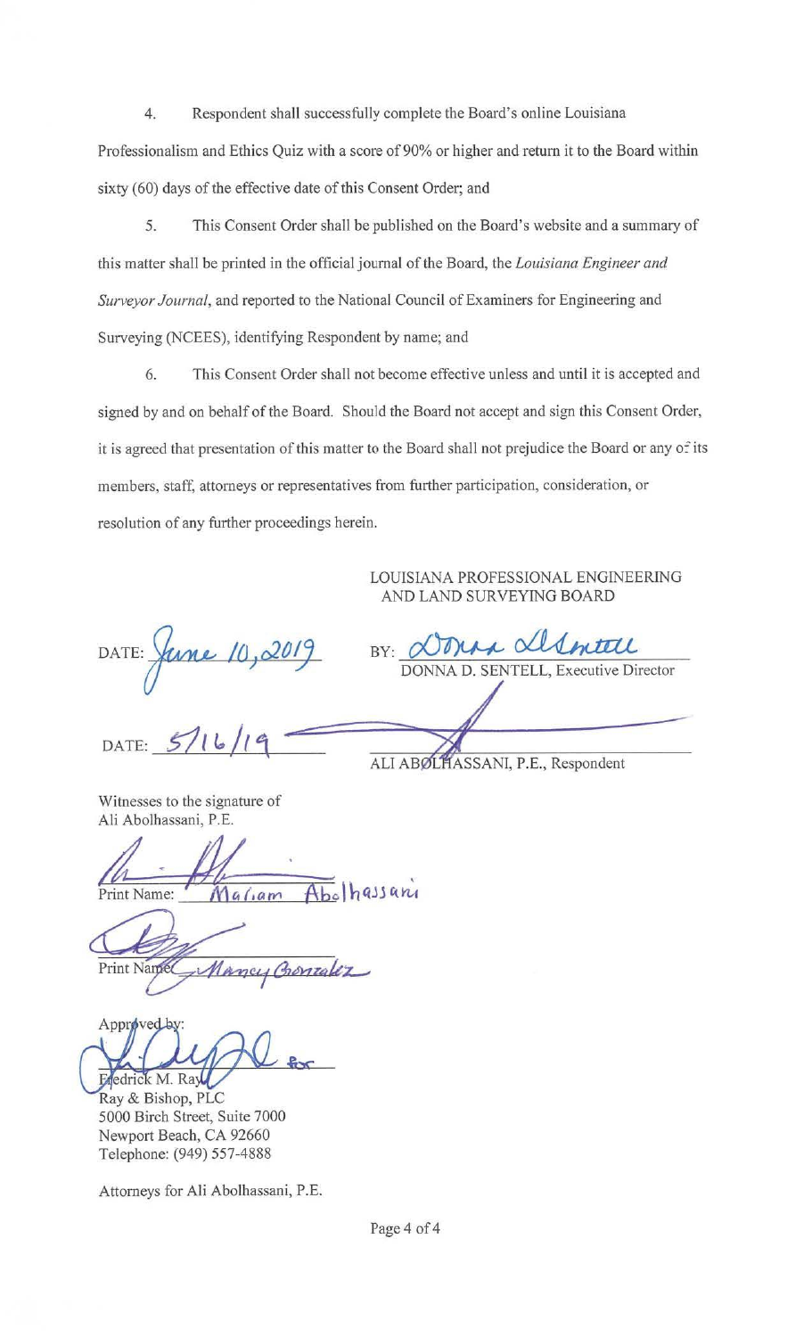4. Respondent shall successfully complete the Board's online Louisiana Professionalism and Ethics Quiz with a score of 90% or higher and return it to the Board within sixty (60) days of the effective date of this Consent Order; and

5. This Consent Order shall be published on the Board's website and a summary of this matter shall be printed in the official journal of the Board, the *Louisiana Engineer and Surveyor Journal*, and reported to the National Council of Examiners for Engineering and Surveying (NCEES), identifying Respondent by name; and

6. This Consent Order shall not become effective unless and until it is accepted and signed by and on behalf of the Board. Should the Board not accept and sign this Consent Order, it is agreed that presentation of this matter to the Board shall not prejudice the Board or any of its members, staff, attorneys or representatives from further participation, consideration, or resolution of any further proceedings herein.

LOUISIANA PROFESSIONAL ENGINEERING AND LAND SURVEYING BOARD

DATE: June 10, 2019

BY: Donna D. Sentell

DONNA D. SENTELL, Executive Director

DATE: 5/16/19

ALI ABOLHASSANI, P.E., Respondent

Witnesses to the signature of Ali Abolhassani, P.E.

Print Name: Mariam Abolhassani

Print Name: Nancy Gonzalez

Approved by:

Fredrick M. Ray for

Ray & Bishop, PLC
5000 Birch Street, Suite 7000
Newport Beach, CA 92660
Telephone: (949) 557-4888

Attorneys for Ali Abolhassani, P.E.